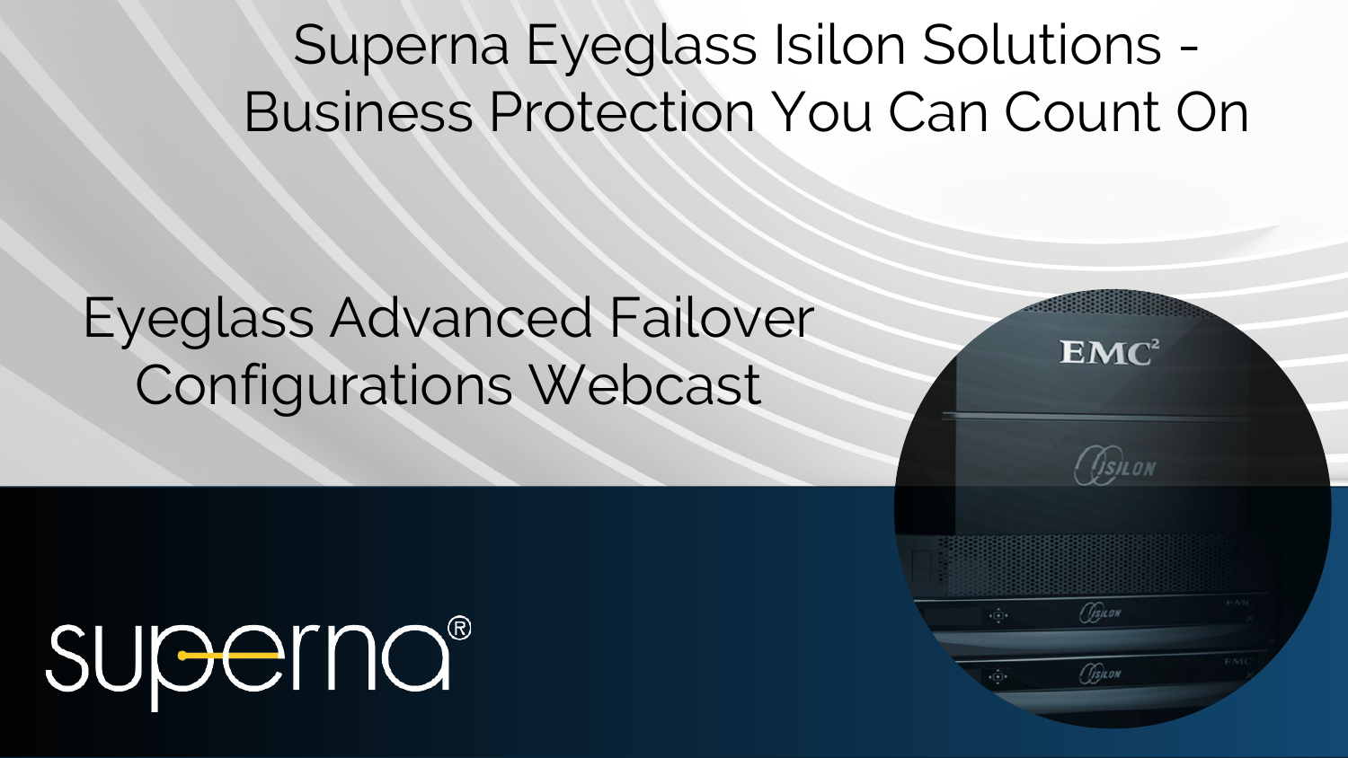# Superna Eyeglass Isilon Solutions - Business Protection You Can Count On

## Eyeglass Advanced Failover Configurations Webcast

superna®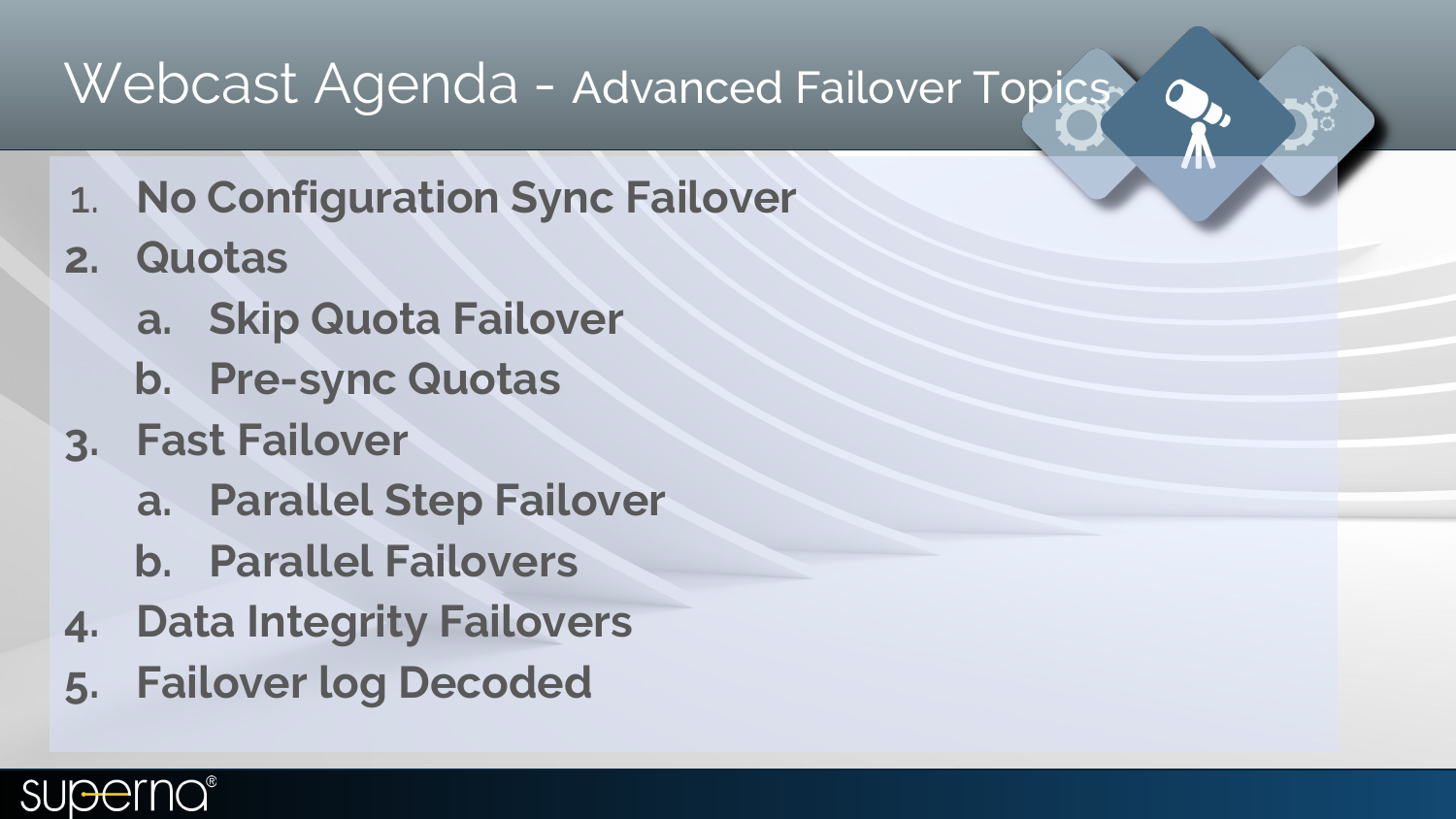# Webcast Agenda - Advanced Failover Topics

1. No Configuration Sync Failover
2. Quotas
   a. Skip Quota Failover
   b. Pre-sync Quotas
3. Fast Failover
   a. Parallel Step Failover
   b. Parallel Failovers
4. Data Integrity Failovers
5. Failover log Decoded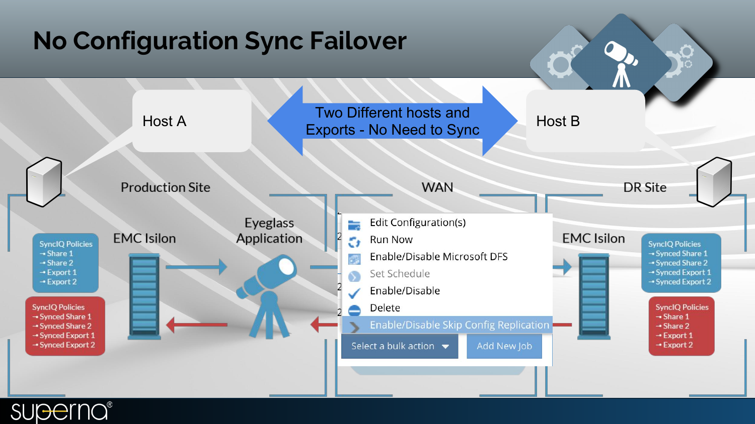# No Configuration Sync Failover

Host A

Two Different hosts and Exports - No Need to Sync

Host B

Production Site

WAN

DR Site

SyncIQ Policies
- Share 1
- Share 2
- Export 1
- Export 2

SyncIQ Policies
- Synced Share 1
- Synced Share 2
- Synced Export 1
- Synced Export 2

EMC Isilon

Eyeglass Application

- Edit Configuration(s)
- Run Now
- Enable/Disable Microsoft DFS
- Set Schedule
- Enable/Disable
- Delete
- Enable/Disable Skip Config Replication

Select a bulk action

Add New Job

EMC Isilon

SyncIQ Policies
- Synced Share 1
- Synced Share 2
- Synced Export 1
- Synced Export 2

SyncIQ Policies
- Share 1
- Share 2
- Export 1
- Export 2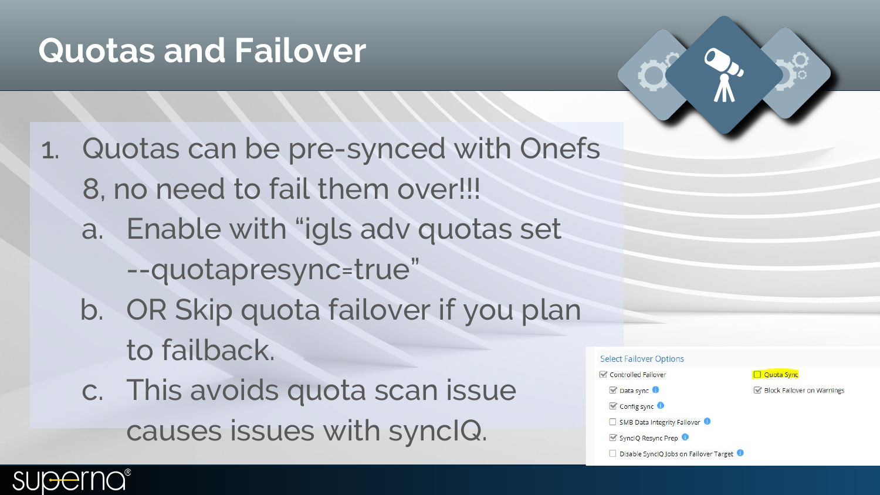# Quotas and Failover

1. Quotas can be pre-synced with Onefs 8, no need to fail them over!!!
   a. Enable with “igls adv quotas set --quotapresync=true”
   b. OR Skip quota failover if you plan to failback.
   c. This avoids quota scan issue causes issues with syncIQ.

Select Failover Options

- [x] Controlled Failover
  - [x] Data sync
  - [x] Config sync
  - [ ] SMB Data Integrity Failover
  - [x] SyncIQ Resync Prep
  - [ ] Disable SyncIQ Jobs on Failover Target
- [ ] Quota Sync
- [x] Block Failover on Warnings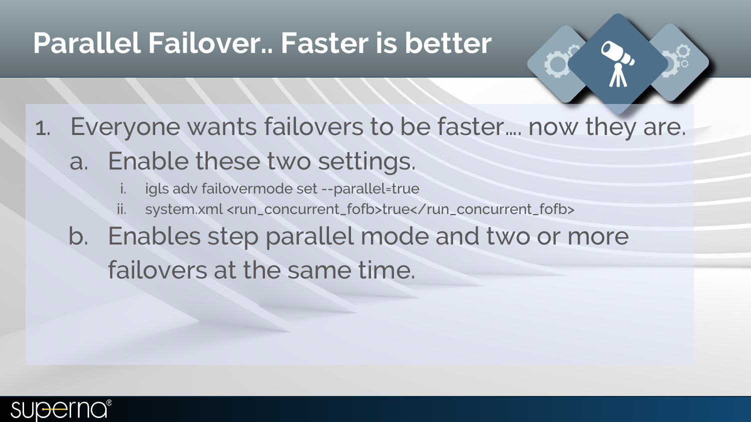# Parallel Failover.. Faster is better

1. Everyone wants failovers to be faster…. now they are.
   a. Enable these two settings.
      i. igls adv failovermode set --parallel=true
      ii. system.xml <run_concurrent_fofb>true</run_concurrent_fofb>
   b. Enables step parallel mode and two or more failovers at the same time.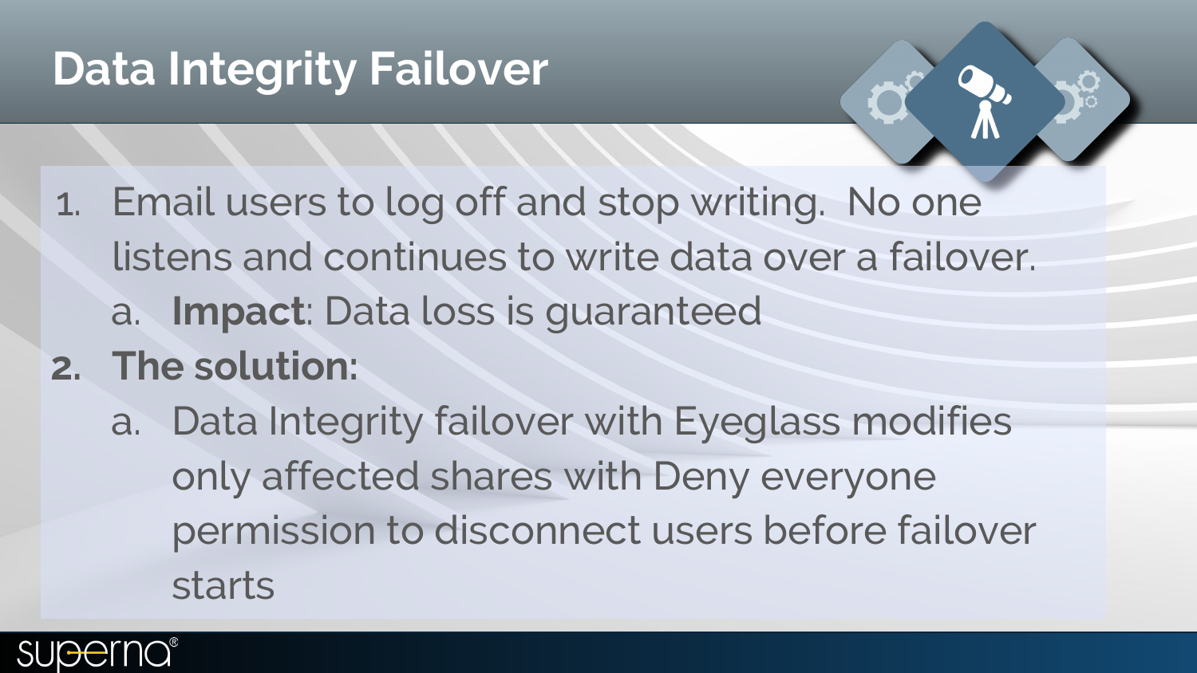# Data Integrity Failover

1. Email users to log off and stop writing. No one listens and continues to write data over a failover.
   a. **Impact**: Data loss is guaranteed
2. **The solution:**
   a. Data Integrity failover with Eyeglass modifies only affected shares with Deny everyone permission to disconnect users before failover starts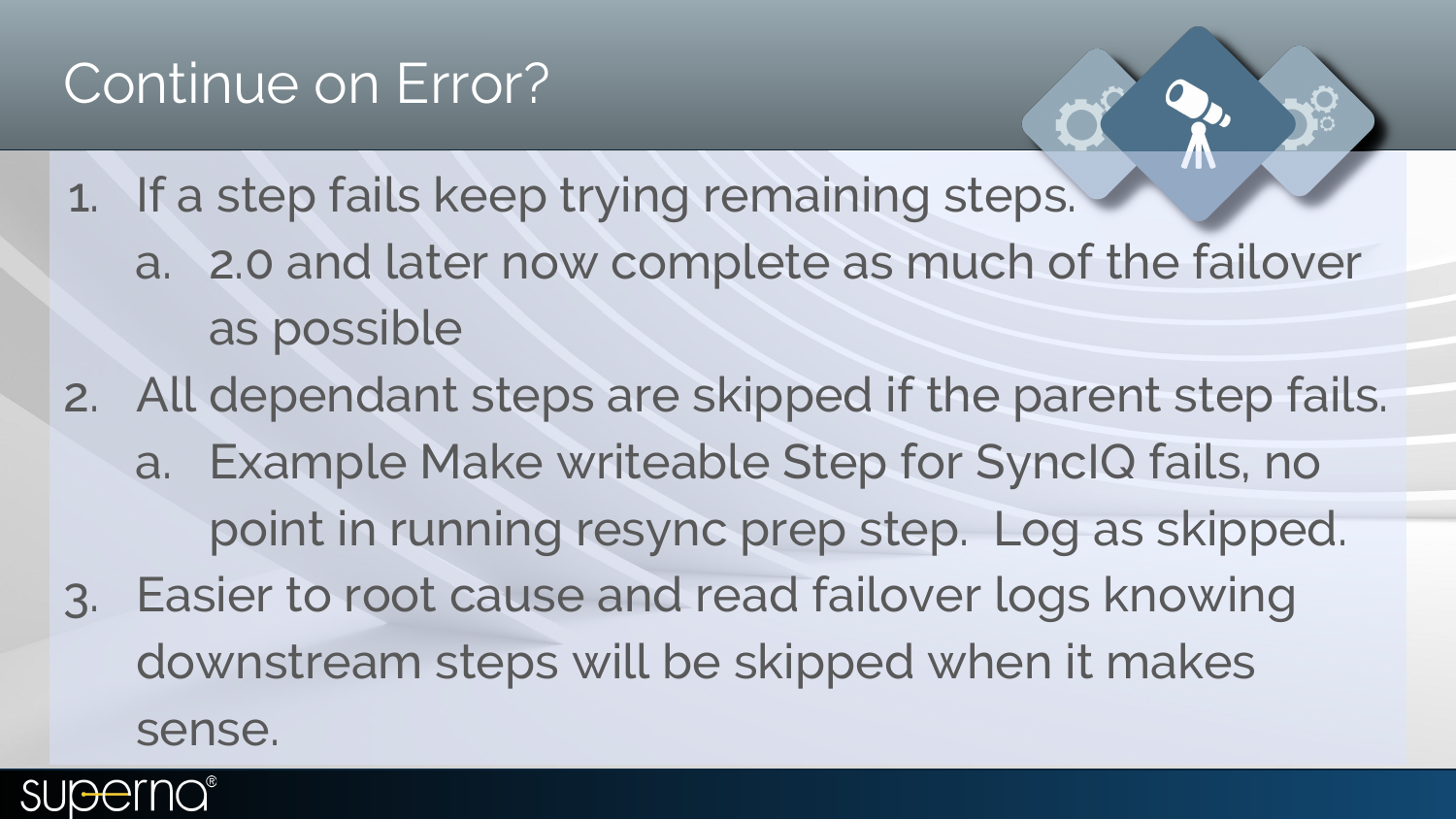# Continue on Error?

1. If a step fails keep trying remaining steps.
   a. 2.0 and later now complete as much of the failover as possible
2. All dependant steps are skipped if the parent step fails.
   a. Example Make writeable Step for SyncIQ fails, no point in running resync prep step. Log as skipped.
3. Easier to root cause and read failover logs knowing downstream steps will be skipped when it makes sense.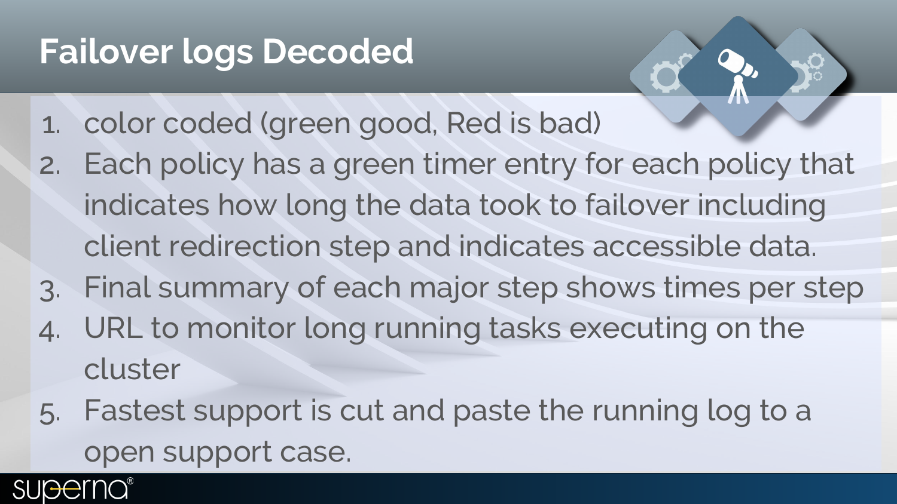# Failover logs Decoded

1. color coded (green good, Red is bad)
2. Each policy has a green timer entry for each policy that indicates how long the data took to failover including client redirection step and indicates accessible data.
3. Final summary of each major step shows times per step
4. URL to monitor long running tasks executing on the cluster
5. Fastest support is cut and paste the running log to a open support case.